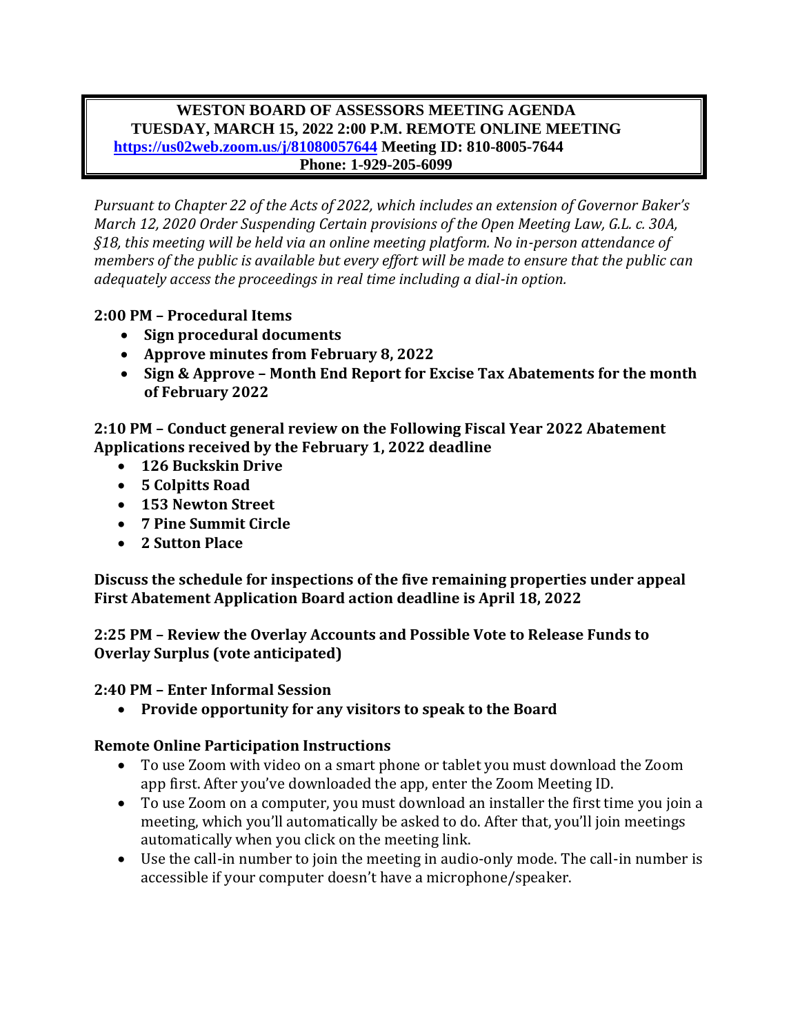**WESTON BOARD OF ASSESSORS MEETING AGENDA**
**TUESDAY, MARCH 15, 2022 2:00 P.M. REMOTE ONLINE MEETING**
**[https://us02web.zoom.us/j/81080057644](https://us02web.zoom.us/j/81080057644) Meeting ID: 810-8005-7644**
**Phone: 1-929-205-6099**

*Pursuant to Chapter 22 of the Acts of 2022, which includes an extension of Governor Baker's March 12, 2020 Order Suspending Certain provisions of the Open Meeting Law, G.L. c. 30A, §18, this meeting will be held via an online meeting platform. No in-person attendance of members of the public is available but every effort will be made to ensure that the public can adequately access the proceedings in real time including a dial-in option.*

**2:00 PM – Procedural Items**

- **Sign procedural documents**
- **Approve minutes from February 8, 2022**
- **Sign & Approve – Month End Report for Excise Tax Abatements for the month of February 2022**

**2:10 PM – Conduct general review on the Following Fiscal Year 2022 Abatement Applications received by the February 1, 2022 deadline**

- **126 Buckskin Drive**
- **5 Colpitts Road**
- **153 Newton Street**
- **7 Pine Summit Circle**
- **2 Sutton Place**

**Discuss the schedule for inspections of the five remaining properties under appeal First Abatement Application Board action deadline is April 18, 2022**

**2:25 PM – Review the Overlay Accounts and Possible Vote to Release Funds to Overlay Surplus (vote anticipated)**

**2:40 PM – Enter Informal Session**

- **Provide opportunity for any visitors to speak to the Board**

**Remote Online Participation Instructions**

- To use Zoom with video on a smart phone or tablet you must download the Zoom app first. After you've downloaded the app, enter the Zoom Meeting ID.
- To use Zoom on a computer, you must download an installer the first time you join a meeting, which you'll automatically be asked to do. After that, you'll join meetings automatically when you click on the meeting link.
- Use the call-in number to join the meeting in audio-only mode. The call-in number is accessible if your computer doesn't have a microphone/speaker.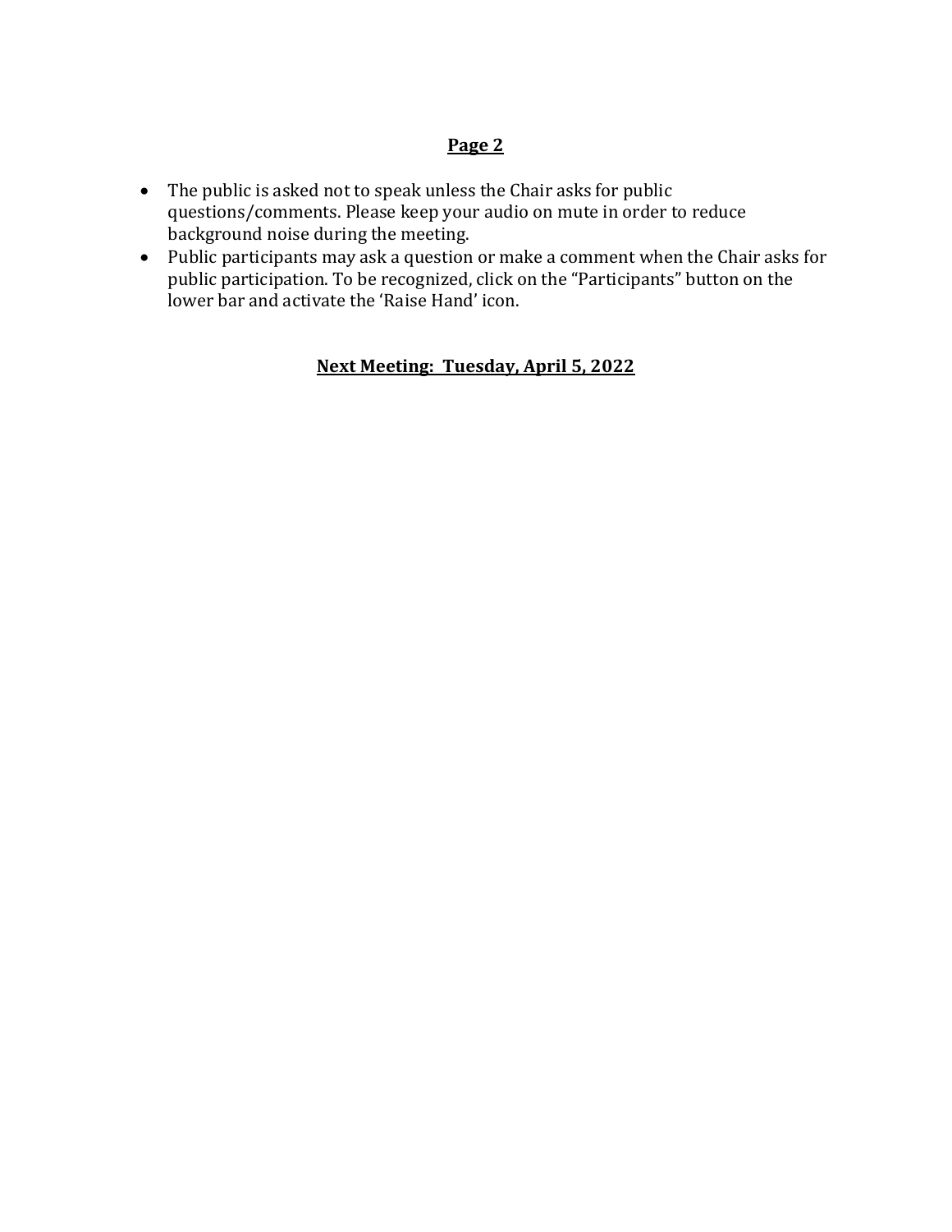- The public is asked not to speak unless the Chair asks for public questions/comments. Please keep your audio on mute in order to reduce background noise during the meeting.
- Public participants may ask a question or make a comment when the Chair asks for public participation. To be recognized, click on the "Participants" button on the lower bar and activate the 'Raise Hand' icon.

**Next Meeting: Tuesday, April 5, 2022**